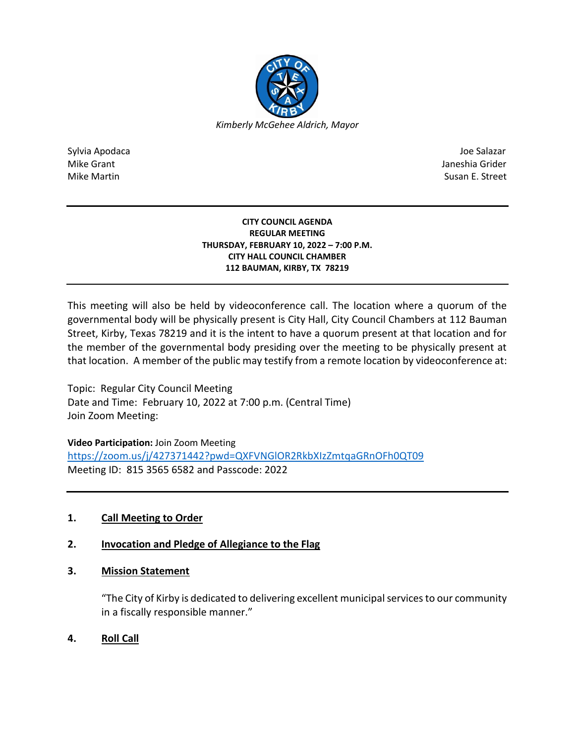*Kimberly McGehee Aldrich, Mayor*

Sylvia Apodaca
Mike Grant
Mike Martin

Joe Salazar
Janeshia Grider
Susan E. Street

---

**CITY COUNCIL AGENDA**
**REGULAR MEETING**
**THURSDAY, FEBRUARY 10, 2022 – 7:00 P.M.**
**CITY HALL COUNCIL CHAMBER**
**112 BAUMAN, KIRBY, TX 78219**

---

This meeting will also be held by videoconference call. The location where a quorum of the governmental body will be physically present is City Hall, City Council Chambers at 112 Bauman Street, Kirby, Texas 78219 and it is the intent to have a quorum present at that location and for the member of the governmental body presiding over the meeting to be physically present at that location. A member of the public may testify from a remote location by videoconference at:

Topic: Regular City Council Meeting
Date and Time: February 10, 2022 at 7:00 p.m. (Central Time)
Join Zoom Meeting:

**Video Participation:** Join Zoom Meeting
https://zoom.us/j/427371442?pwd=QXFVNGlOR2RkbXIzZmtqaGRnOFh0QT09
Meeting ID: 815 3565 6582 and Passcode: 2022

---

1. **Call Meeting to Order**

2. **Invocation and Pledge of Allegiance to the Flag**

3. **Mission Statement**

   "The City of Kirby is dedicated to delivering excellent municipal services to our community in a fiscally responsible manner."

4. **Roll Call**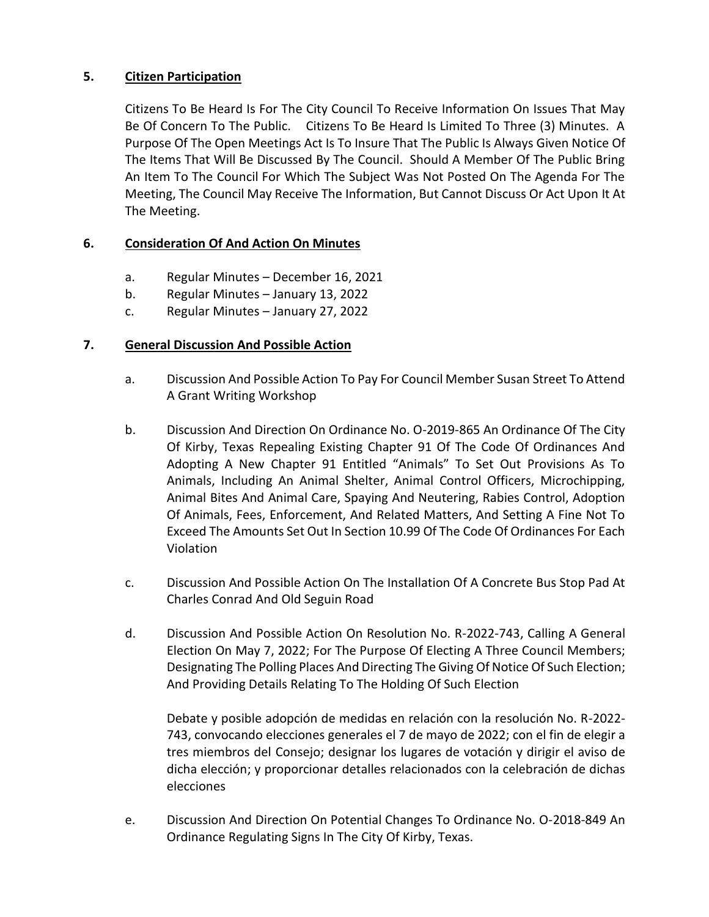## 5. Citizen Participation

Citizens To Be Heard Is For The City Council To Receive Information On Issues That May Be Of Concern To The Public. Citizens To Be Heard Is Limited To Three (3) Minutes. A Purpose Of The Open Meetings Act Is To Insure That The Public Is Always Given Notice Of The Items That Will Be Discussed By The Council. Should A Member Of The Public Bring An Item To The Council For Which The Subject Was Not Posted On The Agenda For The Meeting, The Council May Receive The Information, But Cannot Discuss Or Act Upon It At The Meeting.

## 6. Consideration Of And Action On Minutes

a. Regular Minutes – December 16, 2021

b. Regular Minutes – January 13, 2022

c. Regular Minutes – January 27, 2022

## 7. General Discussion And Possible Action

a. Discussion And Possible Action To Pay For Council Member Susan Street To Attend A Grant Writing Workshop

b. Discussion And Direction On Ordinance No. O-2019-865 An Ordinance Of The City Of Kirby, Texas Repealing Existing Chapter 91 Of The Code Of Ordinances And Adopting A New Chapter 91 Entitled "Animals" To Set Out Provisions As To Animals, Including An Animal Shelter, Animal Control Officers, Microchipping, Animal Bites And Animal Care, Spaying And Neutering, Rabies Control, Adoption Of Animals, Fees, Enforcement, And Related Matters, And Setting A Fine Not To Exceed The Amounts Set Out In Section 10.99 Of The Code Of Ordinances For Each Violation

c. Discussion And Possible Action On The Installation Of A Concrete Bus Stop Pad At Charles Conrad And Old Seguin Road

d. Discussion And Possible Action On Resolution No. R-2022-743, Calling A General Election On May 7, 2022; For The Purpose Of Electing A Three Council Members; Designating The Polling Places And Directing The Giving Of Notice Of Such Election; And Providing Details Relating To The Holding Of Such Election

Debate y posible adopción de medidas en relación con la resolución No. R-2022-743, convocando elecciones generales el 7 de mayo de 2022; con el fin de elegir a tres miembros del Consejo; designar los lugares de votación y dirigir el aviso de dicha elección; y proporcionar detalles relacionados con la celebración de dichas elecciones

e. Discussion And Direction On Potential Changes To Ordinance No. O-2018-849 An Ordinance Regulating Signs In The City Of Kirby, Texas.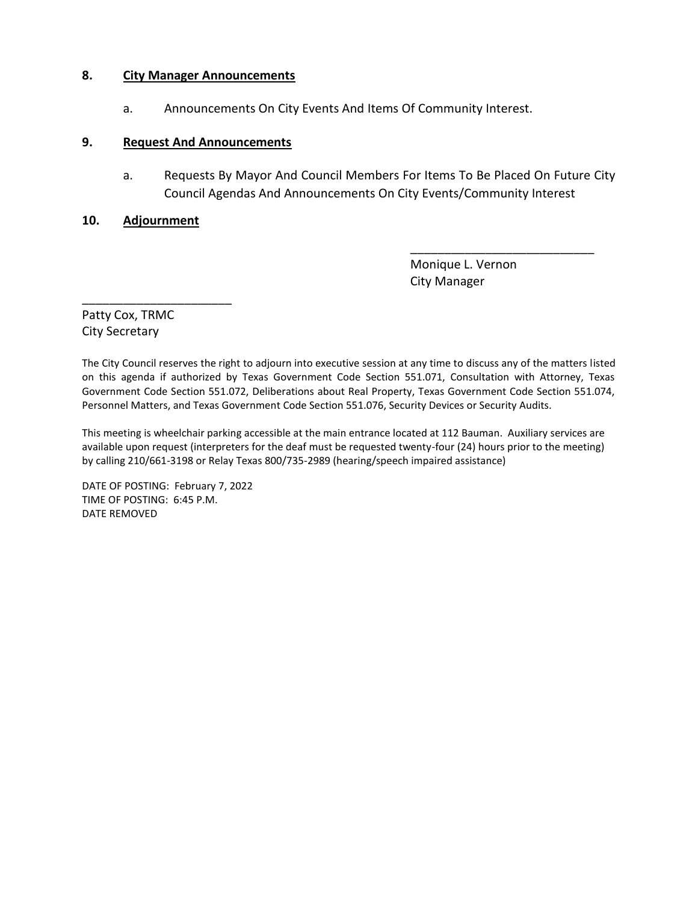**8. City Manager Announcements**

a. Announcements On City Events And Items Of Community Interest.

**9. Request And Announcements**

a. Requests By Mayor And Council Members For Items To Be Placed On Future City Council Agendas And Announcements On City Events/Community Interest

**10. Adjournment**

____________________________
Monique L. Vernon
City Manager

______________________
Patty Cox, TRMC
City Secretary

The City Council reserves the right to adjourn into executive session at any time to discuss any of the matters listed on this agenda if authorized by Texas Government Code Section 551.071, Consultation with Attorney, Texas Government Code Section 551.072, Deliberations about Real Property, Texas Government Code Section 551.074, Personnel Matters, and Texas Government Code Section 551.076, Security Devices or Security Audits.

This meeting is wheelchair parking accessible at the main entrance located at 112 Bauman. Auxiliary services are available upon request (interpreters for the deaf must be requested twenty-four (24) hours prior to the meeting) by calling 210/661-3198 or Relay Texas 800/735-2989 (hearing/speech impaired assistance)

DATE OF POSTING: February 7, 2022
TIME OF POSTING: 6:45 P.M.
DATE REMOVED